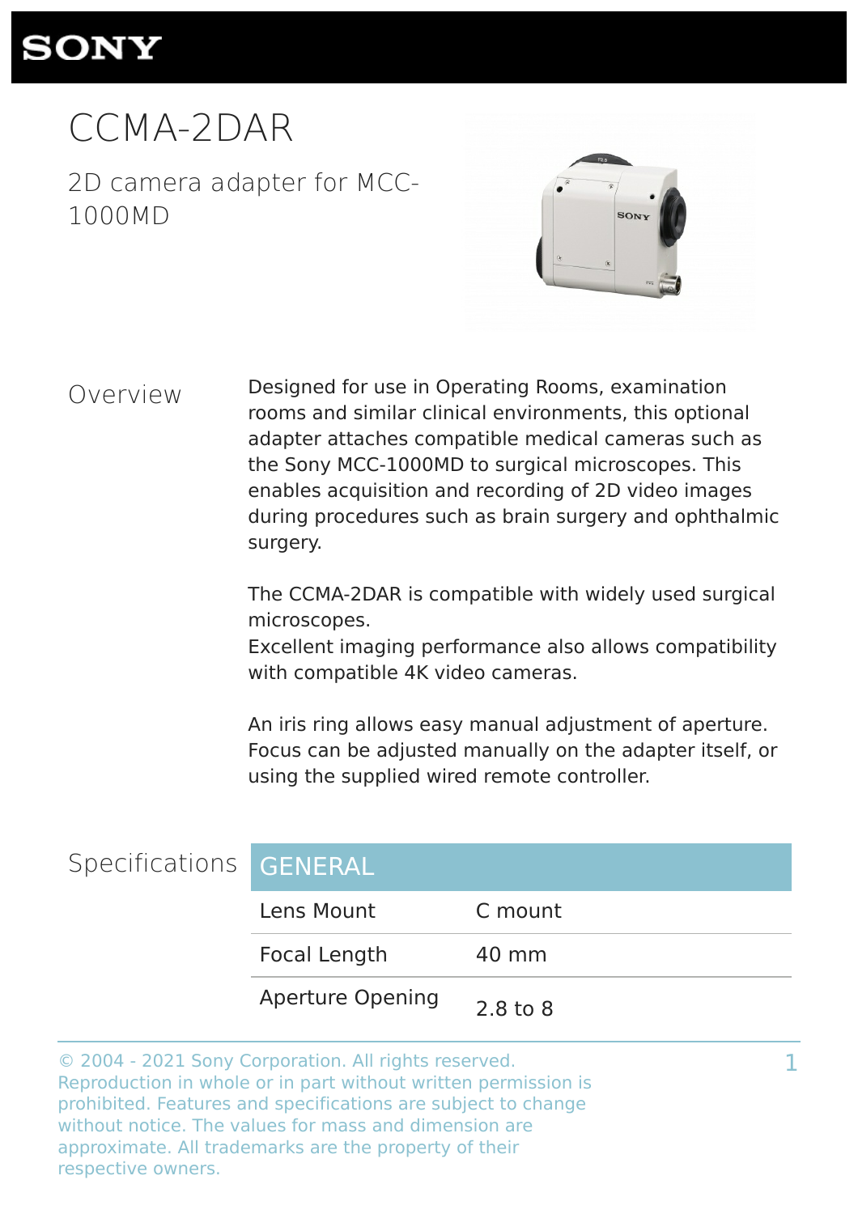SONY

# CCMA-2DAR

2D camera adapter for MCC-1000MD

## Overview

Designed for use in Operating Rooms, examination rooms and similar clinical environments, this optional adapter attaches compatible medical cameras such as the Sony MCC-1000MD to surgical microscopes. This enables acquisition and recording of 2D video images during procedures such as brain surgery and ophthalmic surgery.

The CCMA-2DAR is compatible with widely used surgical microscopes.
Excellent imaging performance also allows compatibility with compatible 4K video cameras.

An iris ring allows easy manual adjustment of aperture. Focus can be adjusted manually on the adapter itself, or using the supplied wired remote controller.

## Specifications

| GENERAL | |
|---|---|
| Lens Mount | C mount |
| Focal Length | 40 mm |
| Aperture Opening | 2.8 to 8 |

© 2004 - 2021 Sony Corporation. All rights reserved. Reproduction in whole or in part without written permission is prohibited. Features and specifications are subject to change without notice. The values for mass and dimension are approximate. All trademarks are the property of their respective owners.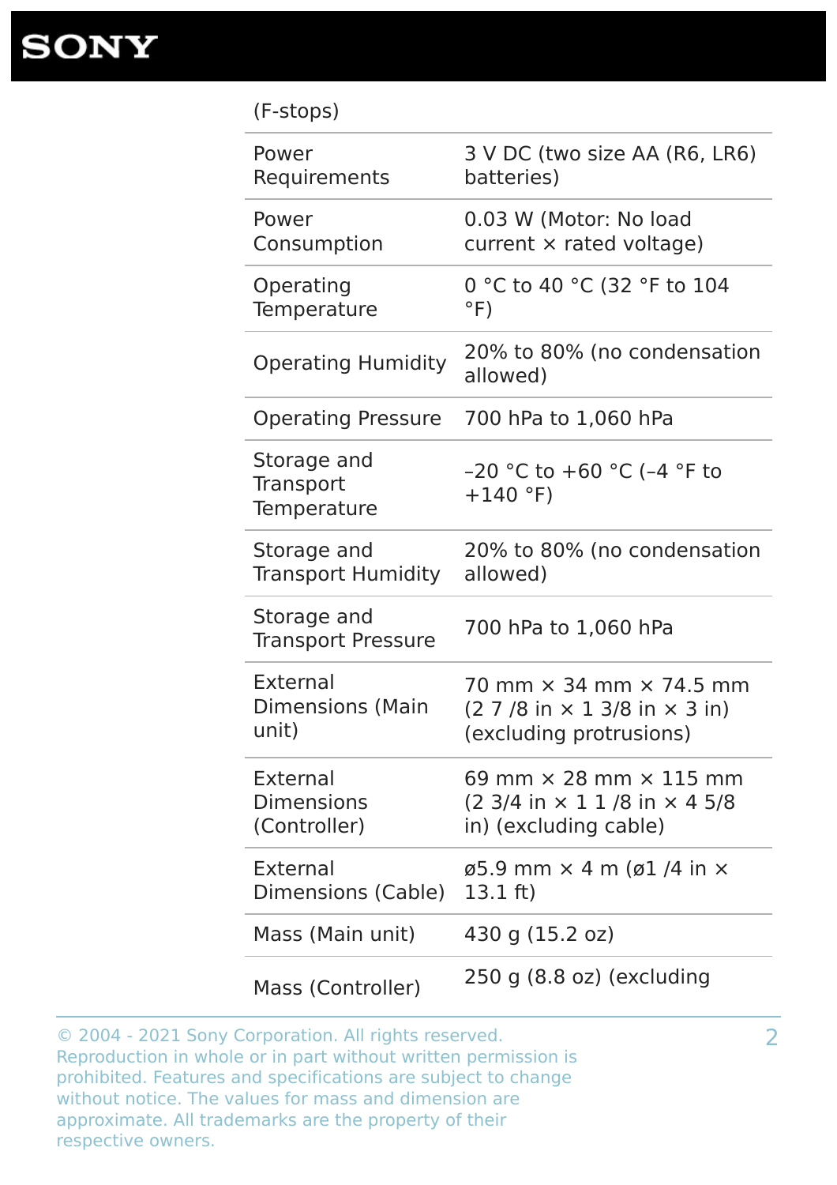| | |
|---|---|
| (F-stops) | |
| Power Requirements | 3 V DC (two size AA (R6, LR6) batteries) |
| Power Consumption | 0.03 W (Motor: No load current × rated voltage) |
| Operating Temperature | 0 °C to 40 °C (32 °F to 104 °F) |
| Operating Humidity | 20% to 80% (no condensation allowed) |
| Operating Pressure | 700 hPa to 1,060 hPa |
| Storage and Transport Temperature | –20 °C to +60 °C (–4 °F to +140 °F) |
| Storage and Transport Humidity | 20% to 80% (no condensation allowed) |
| Storage and Transport Pressure | 700 hPa to 1,060 hPa |
| External Dimensions (Main unit) | 70 mm × 34 mm × 74.5 mm (2 7 /8 in × 1 3/8 in × 3 in) (excluding protrusions) |
| External Dimensions (Controller) | 69 mm × 28 mm × 115 mm (2 3/4 in × 1 1 /8 in × 4 5/8 in) (excluding cable) |
| External Dimensions (Cable) | ø5.9 mm × 4 m (ø1 /4 in × 13.1 ft) |
| Mass (Main unit) | 430 g (15.2 oz) |
| Mass (Controller) | 250 g (8.8 oz) (excluding |

© 2004 - 2021 Sony Corporation. All rights reserved. Reproduction in whole or in part without written permission is prohibited. Features and specifications are subject to change without notice. The values for mass and dimension are approximate. All trademarks are the property of their respective owners.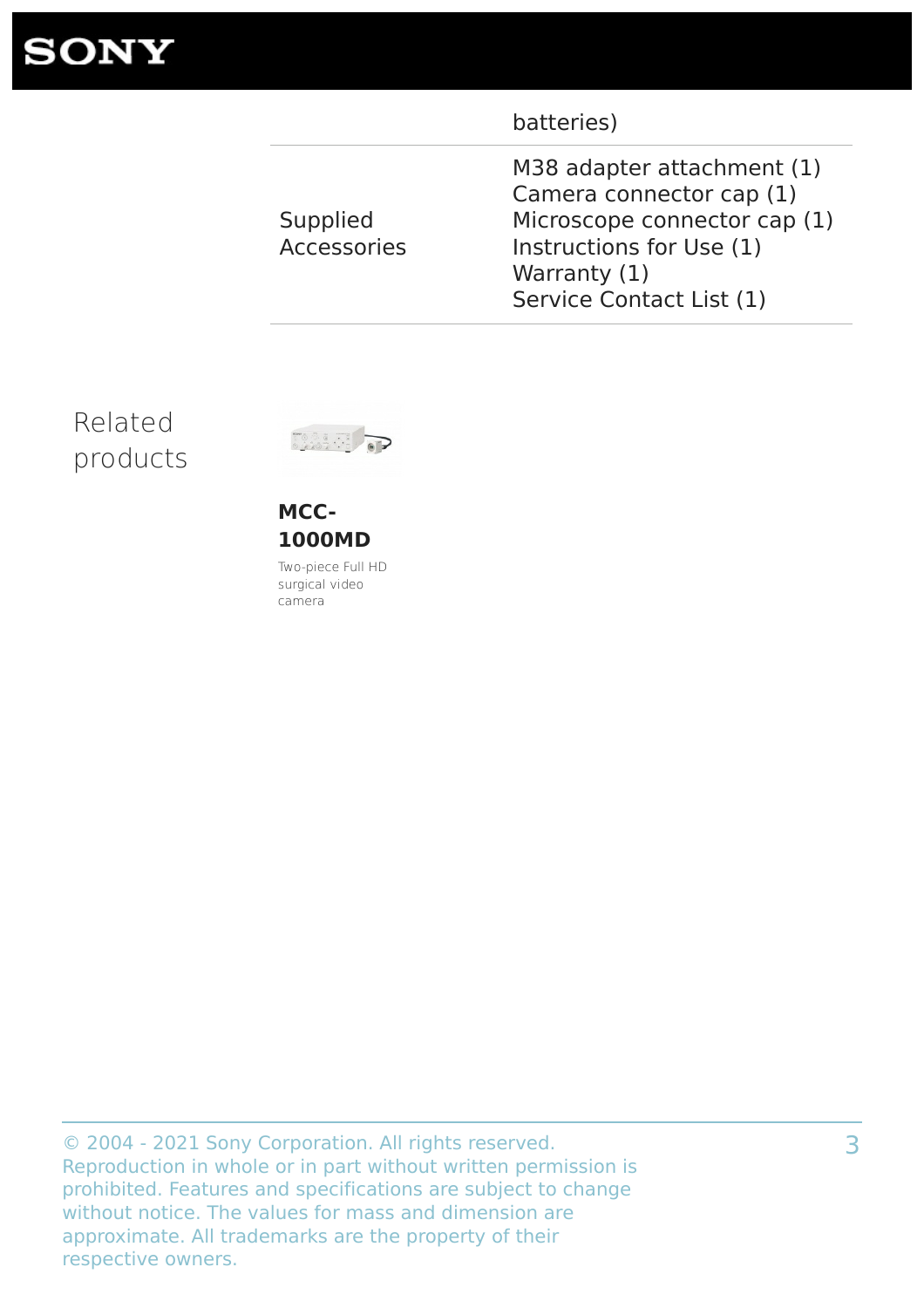|  |  |
| --- | --- |
|  | batteries) |
| Supplied Accessories | M38 adapter attachment (1)<br>Camera connector cap (1)<br>Microscope connector cap (1)<br>Instructions for Use (1)<br>Warranty (1)<br>Service Contact List (1) |

## Related products

**MCC-1000MD**

Two-piece Full HD surgical video camera

© 2004 - 2021 Sony Corporation. All rights reserved. Reproduction in whole or in part without written permission is prohibited. Features and specifications are subject to change without notice. The values for mass and dimension are approximate. All trademarks are the property of their respective owners.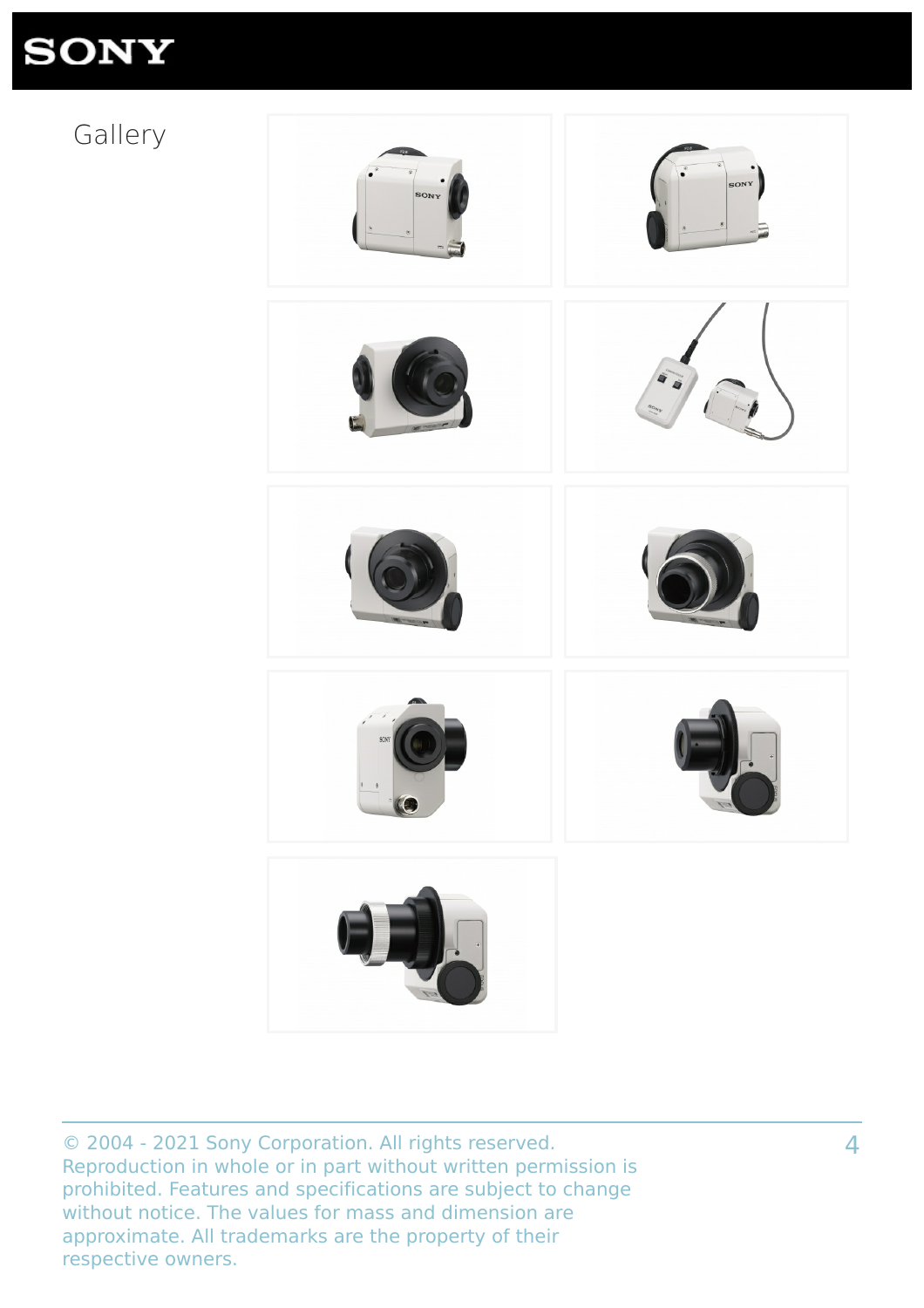Gallery

© 2004 - 2021 Sony Corporation. All rights reserved. Reproduction in whole or in part without written permission is prohibited. Features and specifications are subject to change without notice. The values for mass and dimension are approximate. All trademarks are the property of their respective owners.